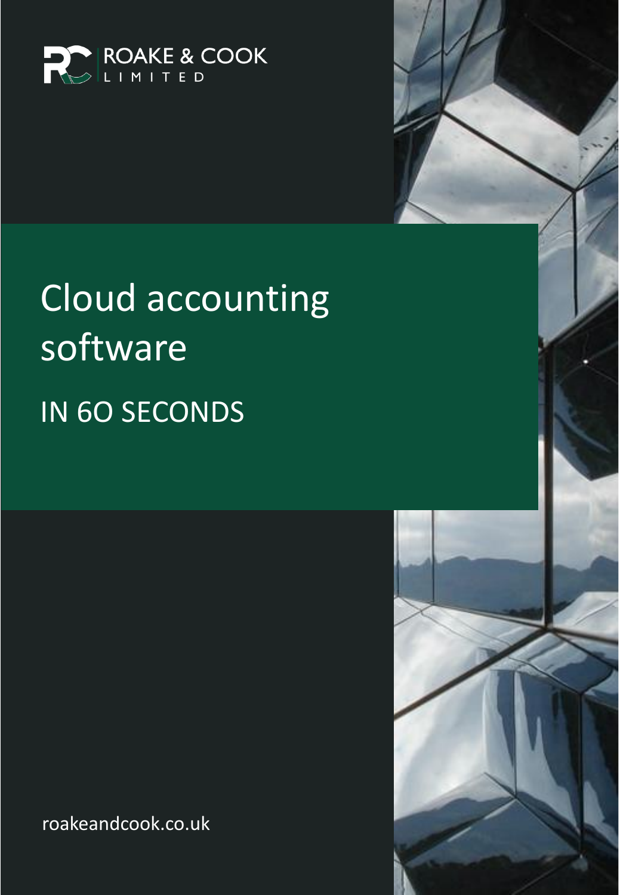ROAKE & COOK LIMITED

# Cloud accounting software

## IN 6O SECONDS

roakeandcook.co.uk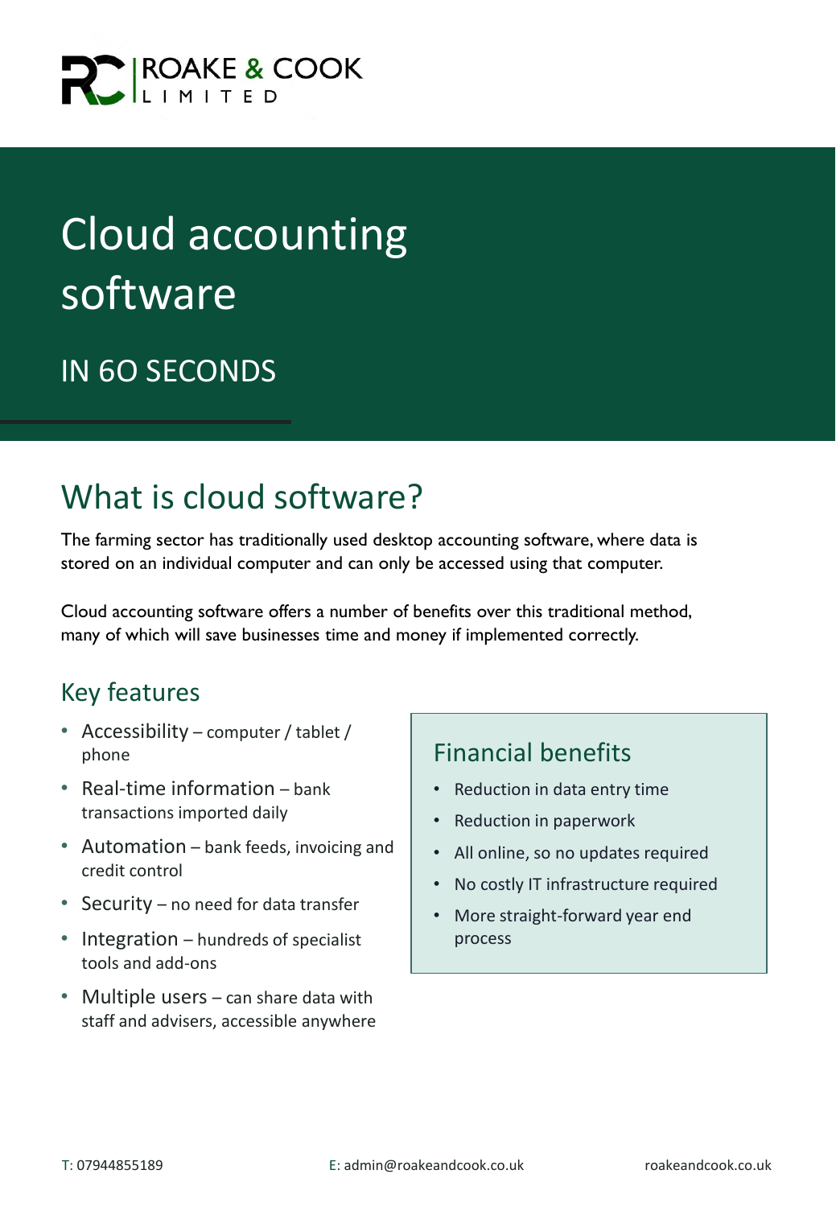ROAKE & COOK LIMITED

# Cloud accounting software

## IN 60 SECONDS

## What is cloud software?

The farming sector has traditionally used desktop accounting software, where data is stored on an individual computer and can only be accessed using that computer.

Cloud accounting software offers a number of benefits over this traditional method, many of which will save businesses time and money if implemented correctly.

### Key features

- Accessibility – computer / tablet / phone
- Real-time information – bank transactions imported daily
- Automation – bank feeds, invoicing and credit control
- Security – no need for data transfer
- Integration – hundreds of specialist tools and add-ons
- Multiple users – can share data with staff and advisers, accessible anywhere

### Financial benefits

- Reduction in data entry time
- Reduction in paperwork
- All online, so no updates required
- No costly IT infrastructure required
- More straight-forward year end process

T: 07944855189 E: admin@roakeandcook.co.uk roakeandcook.co.uk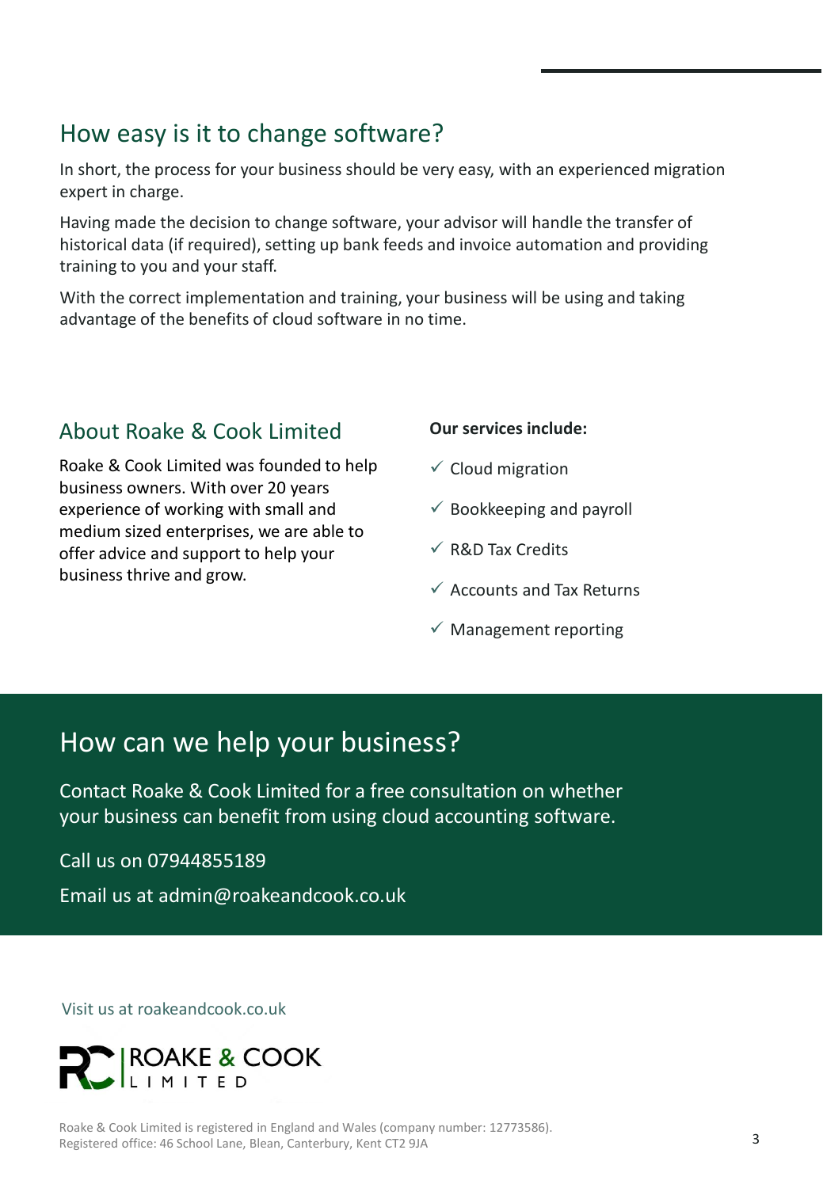## How easy is it to change software?

In short, the process for your business should be very easy, with an experienced migration expert in charge.

Having made the decision to change software, your advisor will handle the transfer of historical data (if required), setting up bank feeds and invoice automation and providing training to you and your staff.

With the correct implementation and training, your business will be using and taking advantage of the benefits of cloud software in no time.

## About Roake & Cook Limited

Roake & Cook Limited was founded to help business owners. With over 20 years experience of working with small and medium sized enterprises, we are able to offer advice and support to help your business thrive and grow.

**Our services include:**

- ✓ Cloud migration
- ✓ Bookkeeping and payroll
- ✓ R&D Tax Credits
- ✓ Accounts and Tax Returns
- ✓ Management reporting

## How can we help your business?

Contact Roake & Cook Limited for a free consultation on whether your business can benefit from using cloud accounting software.

Call us on 07944855189

Email us at admin@roakeandcook.co.uk

Visit us at roakeandcook.co.uk

ROAKE & COOK LIMITED

Roake & Cook Limited is registered in England and Wales (company number: 12773586).
Registered office: 46 School Lane, Blean, Canterbury, Kent CT2 9JA